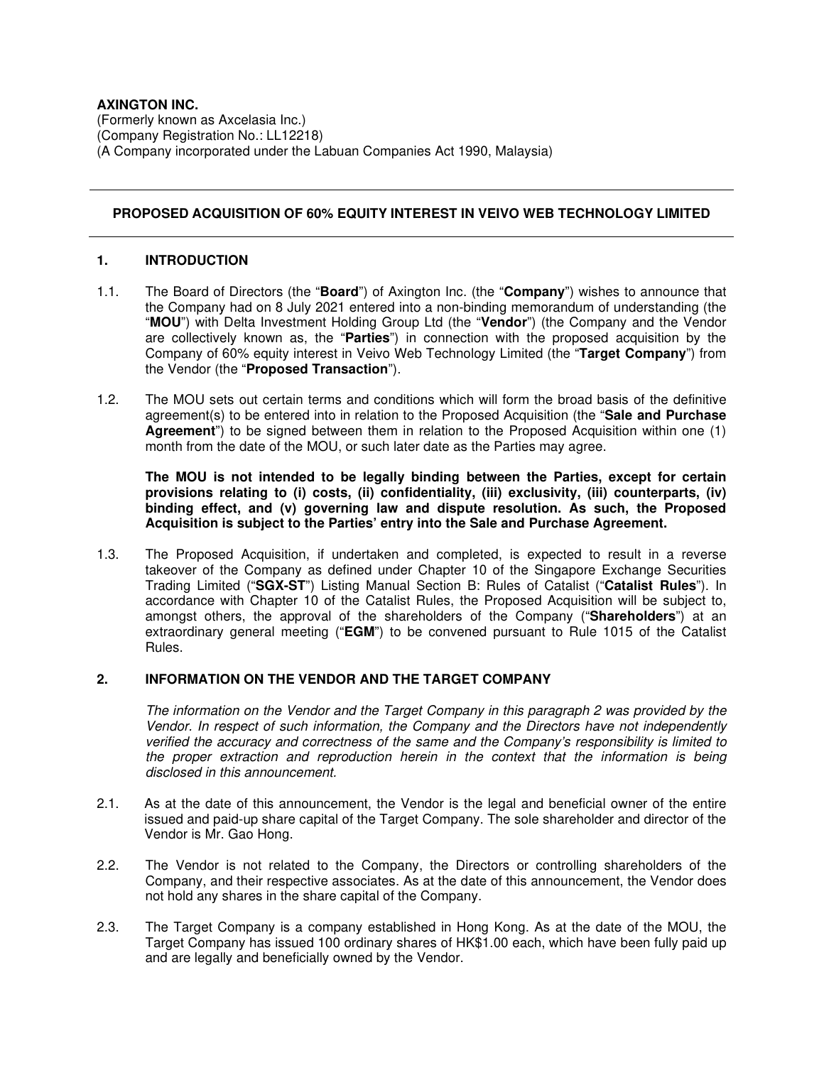**AXINGTON INC.**
(Formerly known as Axcelasia Inc.)
(Company Registration No.: LL12218)
(A Company incorporated under the Labuan Companies Act 1990, Malaysia)

---

**PROPOSED ACQUISITION OF 60% EQUITY INTEREST IN VEIVO WEB TECHNOLOGY LIMITED**

---

## 1. INTRODUCTION

1.1. The Board of Directors (the "**Board**") of Axington Inc. (the "**Company**") wishes to announce that the Company had on 8 July 2021 entered into a non-binding memorandum of understanding (the "**MOU**") with Delta Investment Holding Group Ltd (the "**Vendor**") (the Company and the Vendor are collectively known as, the "**Parties**") in connection with the proposed acquisition by the Company of 60% equity interest in Veivo Web Technology Limited (the "**Target Company**") from the Vendor (the "**Proposed Transaction**").

1.2. The MOU sets out certain terms and conditions which will form the broad basis of the definitive agreement(s) to be entered into in relation to the Proposed Acquisition (the "**Sale and Purchase Agreement**") to be signed between them in relation to the Proposed Acquisition within one (1) month from the date of the MOU, or such later date as the Parties may agree.

**The MOU is not intended to be legally binding between the Parties, except for certain provisions relating to (i) costs, (ii) confidentiality, (iii) exclusivity, (iii) counterparts, (iv) binding effect, and (v) governing law and dispute resolution. As such, the Proposed Acquisition is subject to the Parties' entry into the Sale and Purchase Agreement.**

1.3. The Proposed Acquisition, if undertaken and completed, is expected to result in a reverse takeover of the Company as defined under Chapter 10 of the Singapore Exchange Securities Trading Limited ("**SGX-ST**") Listing Manual Section B: Rules of Catalist ("**Catalist Rules**"). In accordance with Chapter 10 of the Catalist Rules, the Proposed Acquisition will be subject to, amongst others, the approval of the shareholders of the Company ("**Shareholders**") at an extraordinary general meeting ("**EGM**") to be convened pursuant to Rule 1015 of the Catalist Rules.

## 2. INFORMATION ON THE VENDOR AND THE TARGET COMPANY

*The information on the Vendor and the Target Company in this paragraph 2 was provided by the Vendor. In respect of such information, the Company and the Directors have not independently verified the accuracy and correctness of the same and the Company's responsibility is limited to the proper extraction and reproduction herein in the context that the information is being disclosed in this announcement.*

2.1. As at the date of this announcement, the Vendor is the legal and beneficial owner of the entire issued and paid-up share capital of the Target Company. The sole shareholder and director of the Vendor is Mr. Gao Hong.

2.2. The Vendor is not related to the Company, the Directors or controlling shareholders of the Company, and their respective associates. As at the date of this announcement, the Vendor does not hold any shares in the share capital of the Company.

2.3. The Target Company is a company established in Hong Kong. As at the date of the MOU, the Target Company has issued 100 ordinary shares of HK$1.00 each, which have been fully paid up and are legally and beneficially owned by the Vendor.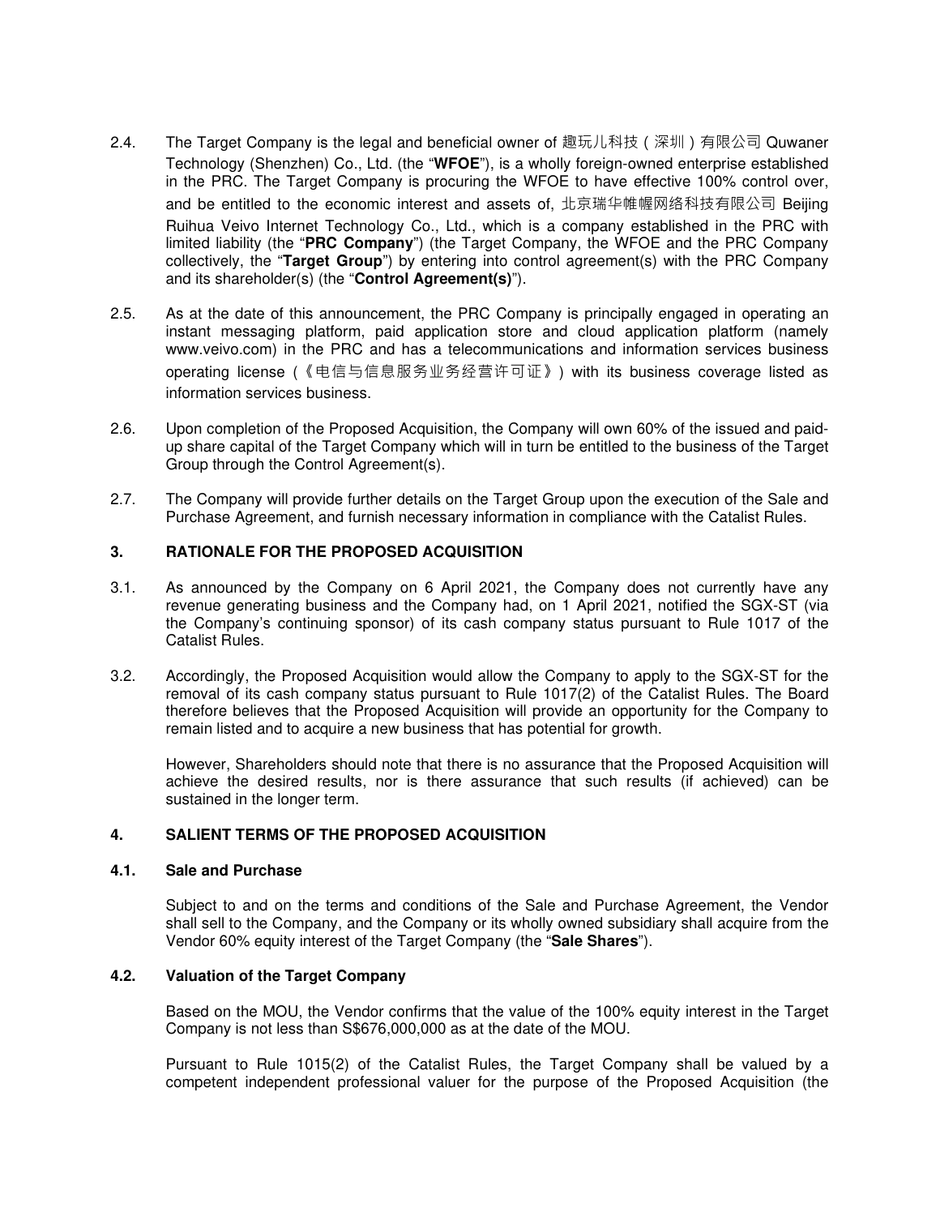2.4. The Target Company is the legal and beneficial owner of 趣玩儿科技（深圳）有限公司 Quwaner Technology (Shenzhen) Co., Ltd. (the "**WFOE**"), is a wholly foreign-owned enterprise established in the PRC. The Target Company is procuring the WFOE to have effective 100% control over, and be entitled to the economic interest and assets of, 北京瑞华帷幄网络科技有限公司 Beijing Ruihua Veivo Internet Technology Co., Ltd., which is a company established in the PRC with limited liability (the "**PRC Company**") (the Target Company, the WFOE and the PRC Company collectively, the "**Target Group**") by entering into control agreement(s) with the PRC Company and its shareholder(s) (the "**Control Agreement(s)**").

2.5. As at the date of this announcement, the PRC Company is principally engaged in operating an instant messaging platform, paid application store and cloud application platform (namely www.veivo.com) in the PRC and has a telecommunications and information services business operating license (《电信与信息服务业务经营许可证》) with its business coverage listed as information services business.

2.6. Upon completion of the Proposed Acquisition, the Company will own 60% of the issued and paid-up share capital of the Target Company which will in turn be entitled to the business of the Target Group through the Control Agreement(s).

2.7. The Company will provide further details on the Target Group upon the execution of the Sale and Purchase Agreement, and furnish necessary information in compliance with the Catalist Rules.

## 3. RATIONALE FOR THE PROPOSED ACQUISITION

3.1. As announced by the Company on 6 April 2021, the Company does not currently have any revenue generating business and the Company had, on 1 April 2021, notified the SGX-ST (via the Company's continuing sponsor) of its cash company status pursuant to Rule 1017 of the Catalist Rules.

3.2. Accordingly, the Proposed Acquisition would allow the Company to apply to the SGX-ST for the removal of its cash company status pursuant to Rule 1017(2) of the Catalist Rules. The Board therefore believes that the Proposed Acquisition will provide an opportunity for the Company to remain listed and to acquire a new business that has potential for growth.

However, Shareholders should note that there is no assurance that the Proposed Acquisition will achieve the desired results, nor is there assurance that such results (if achieved) can be sustained in the longer term.

## 4. SALIENT TERMS OF THE PROPOSED ACQUISITION

### 4.1. Sale and Purchase

Subject to and on the terms and conditions of the Sale and Purchase Agreement, the Vendor shall sell to the Company, and the Company or its wholly owned subsidiary shall acquire from the Vendor 60% equity interest of the Target Company (the "**Sale Shares**").

### 4.2. Valuation of the Target Company

Based on the MOU, the Vendor confirms that the value of the 100% equity interest in the Target Company is not less than S$676,000,000 as at the date of the MOU.

Pursuant to Rule 1015(2) of the Catalist Rules, the Target Company shall be valued by a competent independent professional valuer for the purpose of the Proposed Acquisition (the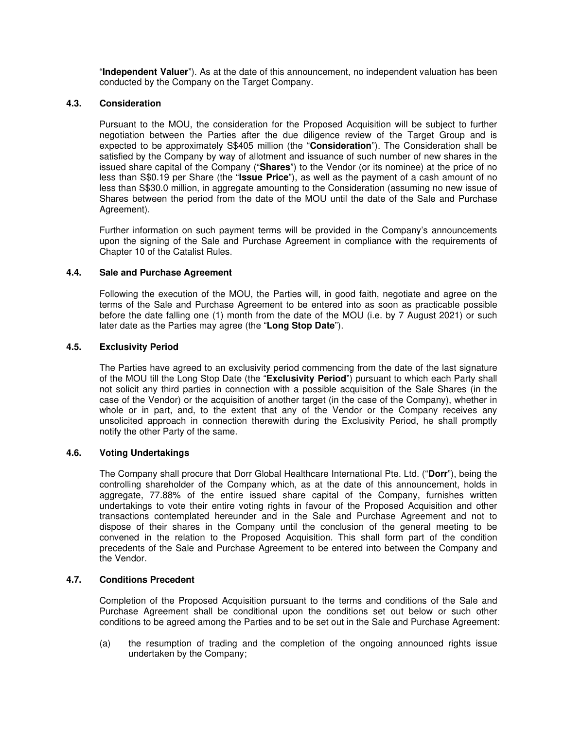"**Independent Valuer**"). As at the date of this announcement, no independent valuation has been conducted by the Company on the Target Company.

### 4.3. Consideration

Pursuant to the MOU, the consideration for the Proposed Acquisition will be subject to further negotiation between the Parties after the due diligence review of the Target Group and is expected to be approximately S$405 million (the "**Consideration**"). The Consideration shall be satisfied by the Company by way of allotment and issuance of such number of new shares in the issued share capital of the Company ("**Shares**") to the Vendor (or its nominee) at the price of no less than S$0.19 per Share (the "**Issue Price**"), as well as the payment of a cash amount of no less than S$30.0 million, in aggregate amounting to the Consideration (assuming no new issue of Shares between the period from the date of the MOU until the date of the Sale and Purchase Agreement).

Further information on such payment terms will be provided in the Company's announcements upon the signing of the Sale and Purchase Agreement in compliance with the requirements of Chapter 10 of the Catalist Rules.

### 4.4. Sale and Purchase Agreement

Following the execution of the MOU, the Parties will, in good faith, negotiate and agree on the terms of the Sale and Purchase Agreement to be entered into as soon as practicable possible before the date falling one (1) month from the date of the MOU (i.e. by 7 August 2021) or such later date as the Parties may agree (the "**Long Stop Date**").

### 4.5. Exclusivity Period

The Parties have agreed to an exclusivity period commencing from the date of the last signature of the MOU till the Long Stop Date (the "**Exclusivity Period**") pursuant to which each Party shall not solicit any third parties in connection with a possible acquisition of the Sale Shares (in the case of the Vendor) or the acquisition of another target (in the case of the Company), whether in whole or in part, and, to the extent that any of the Vendor or the Company receives any unsolicited approach in connection therewith during the Exclusivity Period, he shall promptly notify the other Party of the same.

### 4.6. Voting Undertakings

The Company shall procure that Dorr Global Healthcare International Pte. Ltd. ("**Dorr**"), being the controlling shareholder of the Company which, as at the date of this announcement, holds in aggregate, 77.88% of the entire issued share capital of the Company, furnishes written undertakings to vote their entire voting rights in favour of the Proposed Acquisition and other transactions contemplated hereunder and in the Sale and Purchase Agreement and not to dispose of their shares in the Company until the conclusion of the general meeting to be convened in the relation to the Proposed Acquisition. This shall form part of the condition precedents of the Sale and Purchase Agreement to be entered into between the Company and the Vendor.

### 4.7. Conditions Precedent

Completion of the Proposed Acquisition pursuant to the terms and conditions of the Sale and Purchase Agreement shall be conditional upon the conditions set out below or such other conditions to be agreed among the Parties and to be set out in the Sale and Purchase Agreement:

(a) the resumption of trading and the completion of the ongoing announced rights issue undertaken by the Company;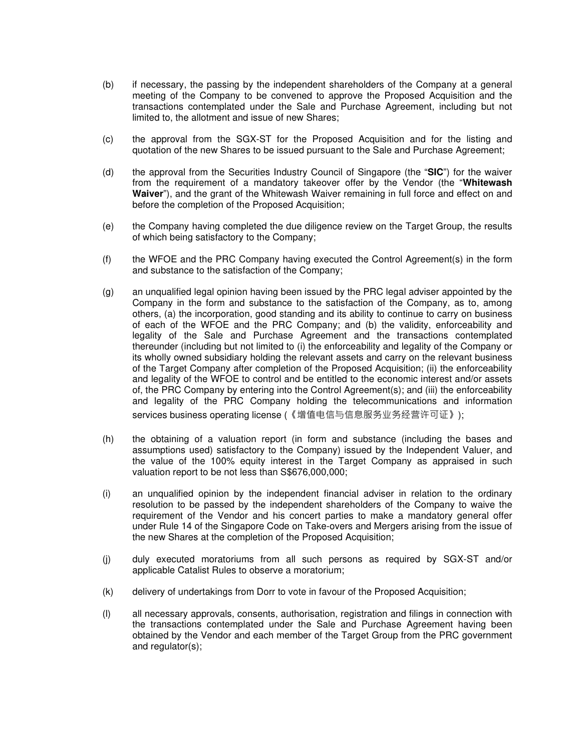(b) if necessary, the passing by the independent shareholders of the Company at a general meeting of the Company to be convened to approve the Proposed Acquisition and the transactions contemplated under the Sale and Purchase Agreement, including but not limited to, the allotment and issue of new Shares;

(c) the approval from the SGX-ST for the Proposed Acquisition and for the listing and quotation of the new Shares to be issued pursuant to the Sale and Purchase Agreement;

(d) the approval from the Securities Industry Council of Singapore (the "**SIC**") for the waiver from the requirement of a mandatory takeover offer by the Vendor (the "**Whitewash Waiver**"), and the grant of the Whitewash Waiver remaining in full force and effect on and before the completion of the Proposed Acquisition;

(e) the Company having completed the due diligence review on the Target Group, the results of which being satisfactory to the Company;

(f) the WFOE and the PRC Company having executed the Control Agreement(s) in the form and substance to the satisfaction of the Company;

(g) an unqualified legal opinion having been issued by the PRC legal adviser appointed by the Company in the form and substance to the satisfaction of the Company, as to, among others, (a) the incorporation, good standing and its ability to continue to carry on business of each of the WFOE and the PRC Company; and (b) the validity, enforceability and legality of the Sale and Purchase Agreement and the transactions contemplated thereunder (including but not limited to (i) the enforceability and legality of the Company or its wholly owned subsidiary holding the relevant assets and carry on the relevant business of the Target Company after completion of the Proposed Acquisition; (ii) the enforceability and legality of the WFOE to control and be entitled to the economic interest and/or assets of, the PRC Company by entering into the Control Agreement(s); and (iii) the enforceability and legality of the PRC Company holding the telecommunications and information services business operating license (《增值电信与信息服务业务经营许可证》);

(h) the obtaining of a valuation report (in form and substance (including the bases and assumptions used) satisfactory to the Company) issued by the Independent Valuer, and the value of the 100% equity interest in the Target Company as appraised in such valuation report to be not less than S$676,000,000;

(i) an unqualified opinion by the independent financial adviser in relation to the ordinary resolution to be passed by the independent shareholders of the Company to waive the requirement of the Vendor and his concert parties to make a mandatory general offer under Rule 14 of the Singapore Code on Take-overs and Mergers arising from the issue of the new Shares at the completion of the Proposed Acquisition;

(j) duly executed moratoriums from all such persons as required by SGX-ST and/or applicable Catalist Rules to observe a moratorium;

(k) delivery of undertakings from Dorr to vote in favour of the Proposed Acquisition;

(l) all necessary approvals, consents, authorisation, registration and filings in connection with the transactions contemplated under the Sale and Purchase Agreement having been obtained by the Vendor and each member of the Target Group from the PRC government and regulator(s);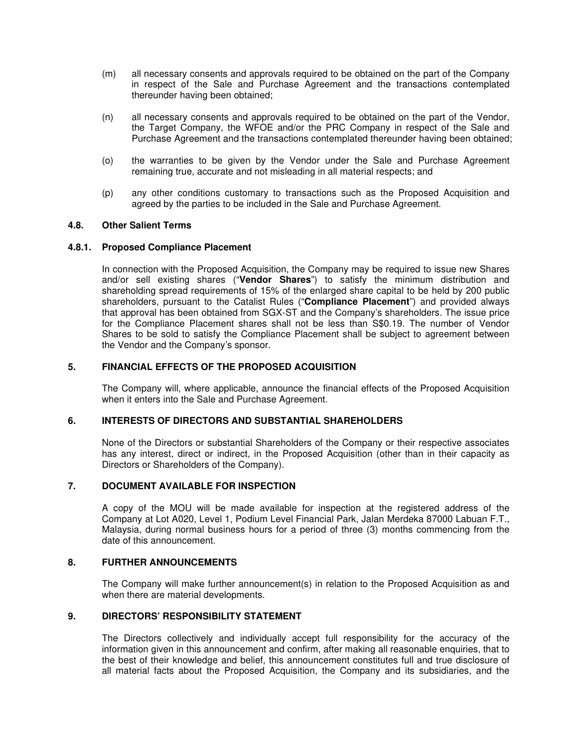(m) all necessary consents and approvals required to be obtained on the part of the Company in respect of the Sale and Purchase Agreement and the transactions contemplated thereunder having been obtained;

(n) all necessary consents and approvals required to be obtained on the part of the Vendor, the Target Company, the WFOE and/or the PRC Company in respect of the Sale and Purchase Agreement and the transactions contemplated thereunder having been obtained;

(o) the warranties to be given by the Vendor under the Sale and Purchase Agreement remaining true, accurate and not misleading in all material respects; and

(p) any other conditions customary to transactions such as the Proposed Acquisition and agreed by the parties to be included in the Sale and Purchase Agreement.

### 4.8. Other Salient Terms

#### 4.8.1. Proposed Compliance Placement

In connection with the Proposed Acquisition, the Company may be required to issue new Shares and/or sell existing shares ("**Vendor Shares**") to satisfy the minimum distribution and shareholding spread requirements of 15% of the enlarged share capital to be held by 200 public shareholders, pursuant to the Catalist Rules ("**Compliance Placement**") and provided always that approval has been obtained from SGX-ST and the Company's shareholders. The issue price for the Compliance Placement shares shall not be less than S$0.19. The number of Vendor Shares to be sold to satisfy the Compliance Placement shall be subject to agreement between the Vendor and the Company's sponsor.

## 5. FINANCIAL EFFECTS OF THE PROPOSED ACQUISITION

The Company will, where applicable, announce the financial effects of the Proposed Acquisition when it enters into the Sale and Purchase Agreement.

## 6. INTERESTS OF DIRECTORS AND SUBSTANTIAL SHAREHOLDERS

None of the Directors or substantial Shareholders of the Company or their respective associates has any interest, direct or indirect, in the Proposed Acquisition (other than in their capacity as Directors or Shareholders of the Company).

## 7. DOCUMENT AVAILABLE FOR INSPECTION

A copy of the MOU will be made available for inspection at the registered address of the Company at Lot A020, Level 1, Podium Level Financial Park, Jalan Merdeka 87000 Labuan F.T., Malaysia, during normal business hours for a period of three (3) months commencing from the date of this announcement.

## 8. FURTHER ANNOUNCEMENTS

The Company will make further announcement(s) in relation to the Proposed Acquisition as and when there are material developments.

## 9. DIRECTORS' RESPONSIBILITY STATEMENT

The Directors collectively and individually accept full responsibility for the accuracy of the information given in this announcement and confirm, after making all reasonable enquiries, that to the best of their knowledge and belief, this announcement constitutes full and true disclosure of all material facts about the Proposed Acquisition, the Company and its subsidiaries, and the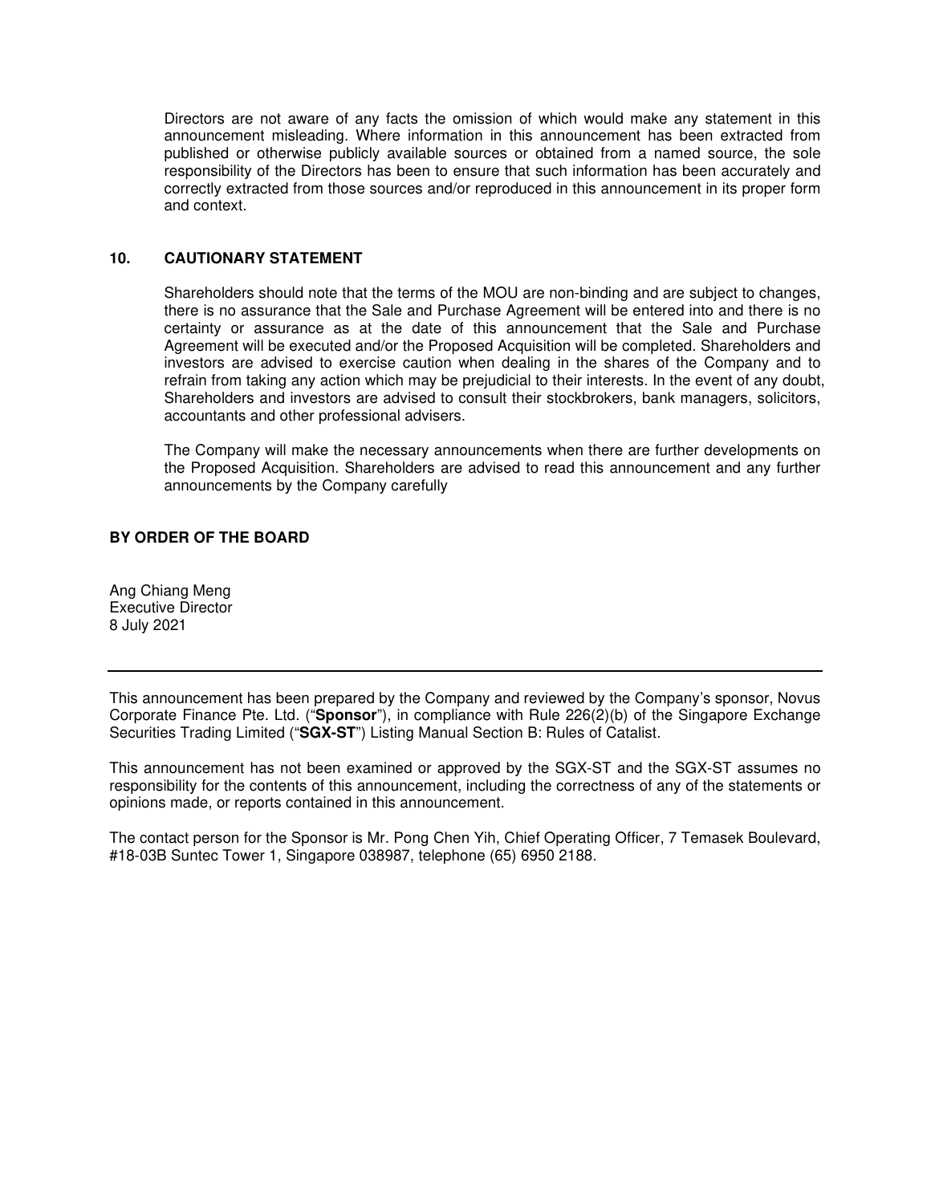Directors are not aware of any facts the omission of which would make any statement in this announcement misleading. Where information in this announcement has been extracted from published or otherwise publicly available sources or obtained from a named source, the sole responsibility of the Directors has been to ensure that such information has been accurately and correctly extracted from those sources and/or reproduced in this announcement in its proper form and context.

## 10. CAUTIONARY STATEMENT

Shareholders should note that the terms of the MOU are non-binding and are subject to changes, there is no assurance that the Sale and Purchase Agreement will be entered into and there is no certainty or assurance as at the date of this announcement that the Sale and Purchase Agreement will be executed and/or the Proposed Acquisition will be completed. Shareholders and investors are advised to exercise caution when dealing in the shares of the Company and to refrain from taking any action which may be prejudicial to their interests. In the event of any doubt, Shareholders and investors are advised to consult their stockbrokers, bank managers, solicitors, accountants and other professional advisers.

The Company will make the necessary announcements when there are further developments on the Proposed Acquisition. Shareholders are advised to read this announcement and any further announcements by the Company carefully

**BY ORDER OF THE BOARD**

Ang Chiang Meng
Executive Director
8 July 2021

---

This announcement has been prepared by the Company and reviewed by the Company's sponsor, Novus Corporate Finance Pte. Ltd. ("**Sponsor**"), in compliance with Rule 226(2)(b) of the Singapore Exchange Securities Trading Limited ("**SGX-ST**") Listing Manual Section B: Rules of Catalist.

This announcement has not been examined or approved by the SGX-ST and the SGX-ST assumes no responsibility for the contents of this announcement, including the correctness of any of the statements or opinions made, or reports contained in this announcement.

The contact person for the Sponsor is Mr. Pong Chen Yih, Chief Operating Officer, 7 Temasek Boulevard, #18-03B Suntec Tower 1, Singapore 038987, telephone (65) 6950 2188.